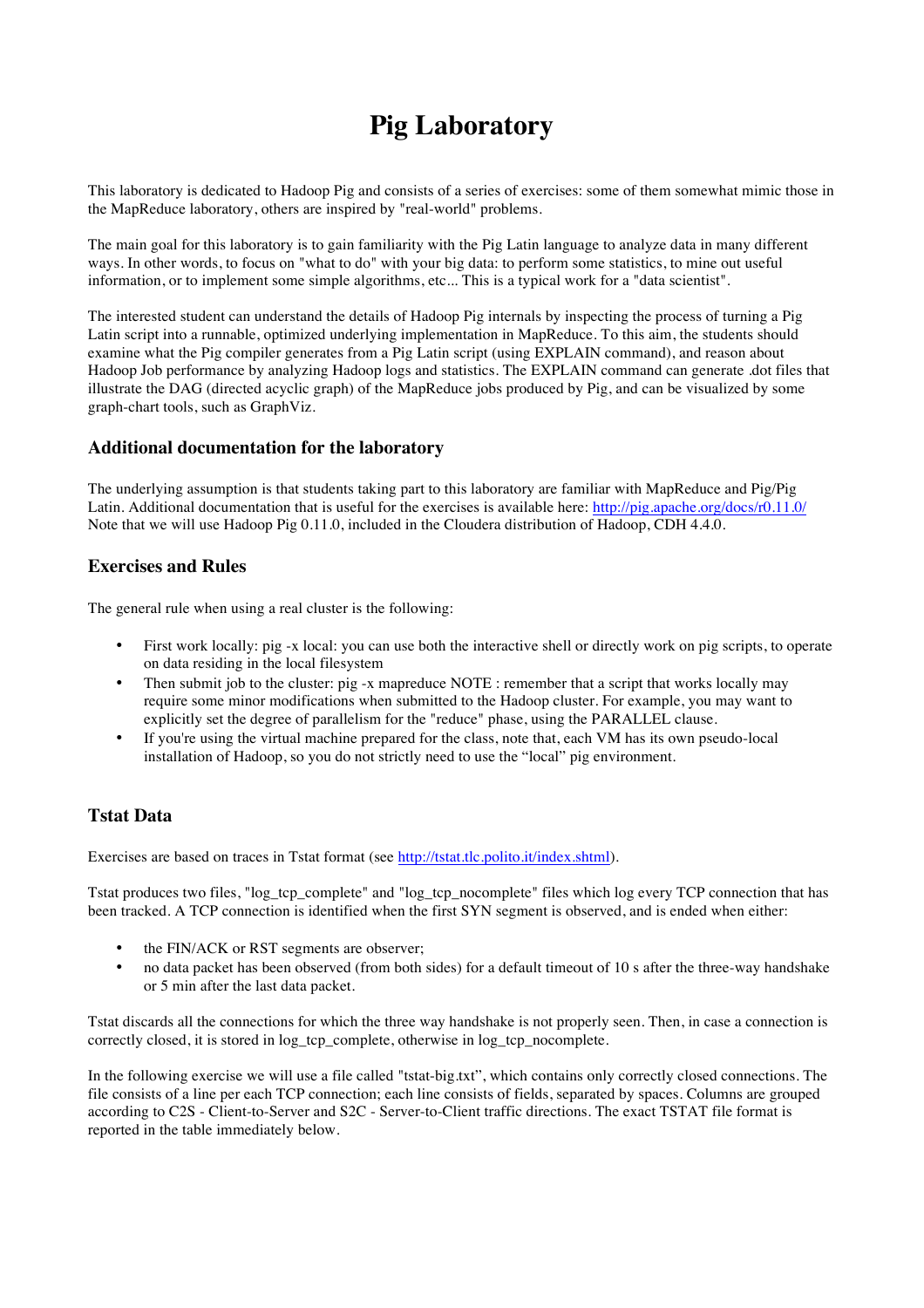# Pig Laboratory

This laboratory is dedicated to Hadoop Pig and consists of a series of exercises: some of them somewhat mimic those in the MapReduce laboratory, others are inspired by "real-world" problems.

The main goal for this laboratory is to gain familiarity with the Pig Latin language to analyze data in many different ways. In other words, to focus on "what to do" with your big data: to perform some statistics, to mine out useful information, or to implement some simple algorithms, etc... This is a typical work for a "data scientist".

The interested student can understand the details of Hadoop Pig internals by inspecting the process of turning a Pig Latin script into a runnable, optimized underlying implementation in MapReduce. To this aim, the students should examine what the Pig compiler generates from a Pig Latin script (using EXPLAIN command), and reason about Hadoop Job performance by analyzing Hadoop logs and statistics. The EXPLAIN command can generate .dot files that illustrate the DAG (directed acyclic graph) of the MapReduce jobs produced by Pig, and can be visualized by some graph-chart tools, such as GraphViz.

### Additional documentation for the laboratory

The underlying assumption is that students taking part to this laboratory are familiar with MapReduce and Pig/Pig Latin. Additional documentation that is useful for the exercises is available here: http://pig.apache.org/docs/r0.11.0/ Note that we will use Hadoop Pig 0.11.0, included in the Cloudera distribution of Hadoop, CDH 4.4.0.

### Exercises and Rules

The general rule when using a real cluster is the following:

- First work locally: pig -x local: you can use both the interactive shell or directly work on pig scripts, to operate on data residing in the local filesystem
- Then submit job to the cluster: pig -x mapreduce NOTE : remember that a script that works locally may require some minor modifications when submitted to the Hadoop cluster. For example, you may want to explicitly set the degree of parallelism for the "reduce" phase, using the PARALLEL clause.
- If you're using the virtual machine prepared for the class, note that, each VM has its own pseudo-local installation of Hadoop, so you do not strictly need to use the "local" pig environment.

### Tstat Data

Exercises are based on traces in Tstat format (see http://tstat.tlc.polito.it/index.shtml).

Tstat produces two files, "log_tcp_complete" and "log_tcp_nocomplete" files which log every TCP connection that has been tracked. A TCP connection is identified when the first SYN segment is observed, and is ended when either:

- the FIN/ACK or RST segments are observer;
- no data packet has been observed (from both sides) for a default timeout of 10 s after the three-way handshake or 5 min after the last data packet.

Tstat discards all the connections for which the three way handshake is not properly seen. Then, in case a connection is correctly closed, it is stored in log_tcp_complete, otherwise in log_tcp_nocomplete.

In the following exercise we will use a file called "tstat-big.txt", which contains only correctly closed connections. The file consists of a line per each TCP connection; each line consists of fields, separated by spaces. Columns are grouped according to C2S - Client-to-Server and S2C - Server-to-Client traffic directions. The exact TSTAT file format is reported in the table immediately below.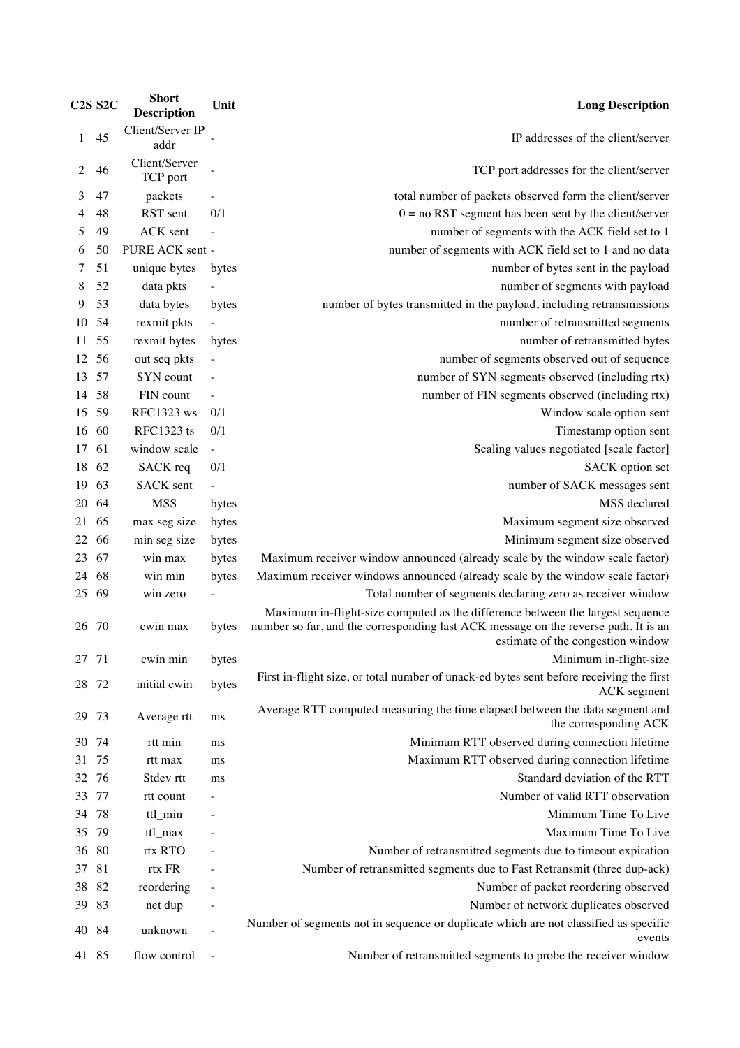| C2S | S2C | Short Description | Unit | Long Description |
|---|---|---|---|---|
| 1 | 45 | Client/Server IP addr | - | IP addresses of the client/server |
| 2 | 46 | Client/Server TCP port | - | TCP port addresses for the client/server |
| 3 | 47 | packets | - | total number of packets observed form the client/server |
| 4 | 48 | RST sent | 0/1 | 0 = no RST segment has been sent by the client/server |
| 5 | 49 | ACK sent | - | number of segments with the ACK field set to 1 |
| 6 | 50 | PURE ACK sent | - | number of segments with ACK field set to 1 and no data |
| 7 | 51 | unique bytes | bytes | number of bytes sent in the payload |
| 8 | 52 | data pkts | - | number of segments with payload |
| 9 | 53 | data bytes | bytes | number of bytes transmitted in the payload, including retransmissions |
| 10 | 54 | rexmit pkts | - | number of retransmitted segments |
| 11 | 55 | rexmit bytes | bytes | number of retransmitted bytes |
| 12 | 56 | out seq pkts | - | number of segments observed out of sequence |
| 13 | 57 | SYN count | - | number of SYN segments observed (including rtx) |
| 14 | 58 | FIN count | - | number of FIN segments observed (including rtx) |
| 15 | 59 | RFC1323 ws | 0/1 | Window scale option sent |
| 16 | 60 | RFC1323 ts | 0/1 | Timestamp option sent |
| 17 | 61 | window scale | - | Scaling values negotiated [scale factor] |
| 18 | 62 | SACK req | 0/1 | SACK option set |
| 19 | 63 | SACK sent | - | number of SACK messages sent |
| 20 | 64 | MSS | bytes | MSS declared |
| 21 | 65 | max seg size | bytes | Maximum segment size observed |
| 22 | 66 | min seg size | bytes | Minimum segment size observed |
| 23 | 67 | win max | bytes | Maximum receiver window announced (already scale by the window scale factor) |
| 24 | 68 | win min | bytes | Maximum receiver windows announced (already scale by the window scale factor) |
| 25 | 69 | win zero | - | Total number of segments declaring zero as receiver window |
| 26 | 70 | cwin max | bytes | Maximum in-flight-size computed as the difference between the largest sequence number so far, and the corresponding last ACK message on the reverse path. It is an estimate of the congestion window |
| 27 | 71 | cwin min | bytes | Minimum in-flight-size |
| 28 | 72 | initial cwin | bytes | First in-flight size, or total number of unack-ed bytes sent before receiving the first ACK segment |
| 29 | 73 | Average rtt | ms | Average RTT computed measuring the time elapsed between the data segment and the corresponding ACK |
| 30 | 74 | rtt min | ms | Minimum RTT observed during connection lifetime |
| 31 | 75 | rtt max | ms | Maximum RTT observed during connection lifetime |
| 32 | 76 | Stdev rtt | ms | Standard deviation of the RTT |
| 33 | 77 | rtt count | - | Number of valid RTT observation |
| 34 | 78 | ttl_min | - | Minimum Time To Live |
| 35 | 79 | ttl_max | - | Maximum Time To Live |
| 36 | 80 | rtx RTO | - | Number of retransmitted segments due to timeout expiration |
| 37 | 81 | rtx FR | - | Number of retransmitted segments due to Fast Retransmit (three dup-ack) |
| 38 | 82 | reordering | - | Number of packet reordering observed |
| 39 | 83 | net dup | - | Number of network duplicates observed |
| 40 | 84 | unknown | - | Number of segments not in sequence or duplicate which are not classified as specific events |
| 41 | 85 | flow control | - | Number of retransmitted segments to probe the receiver window |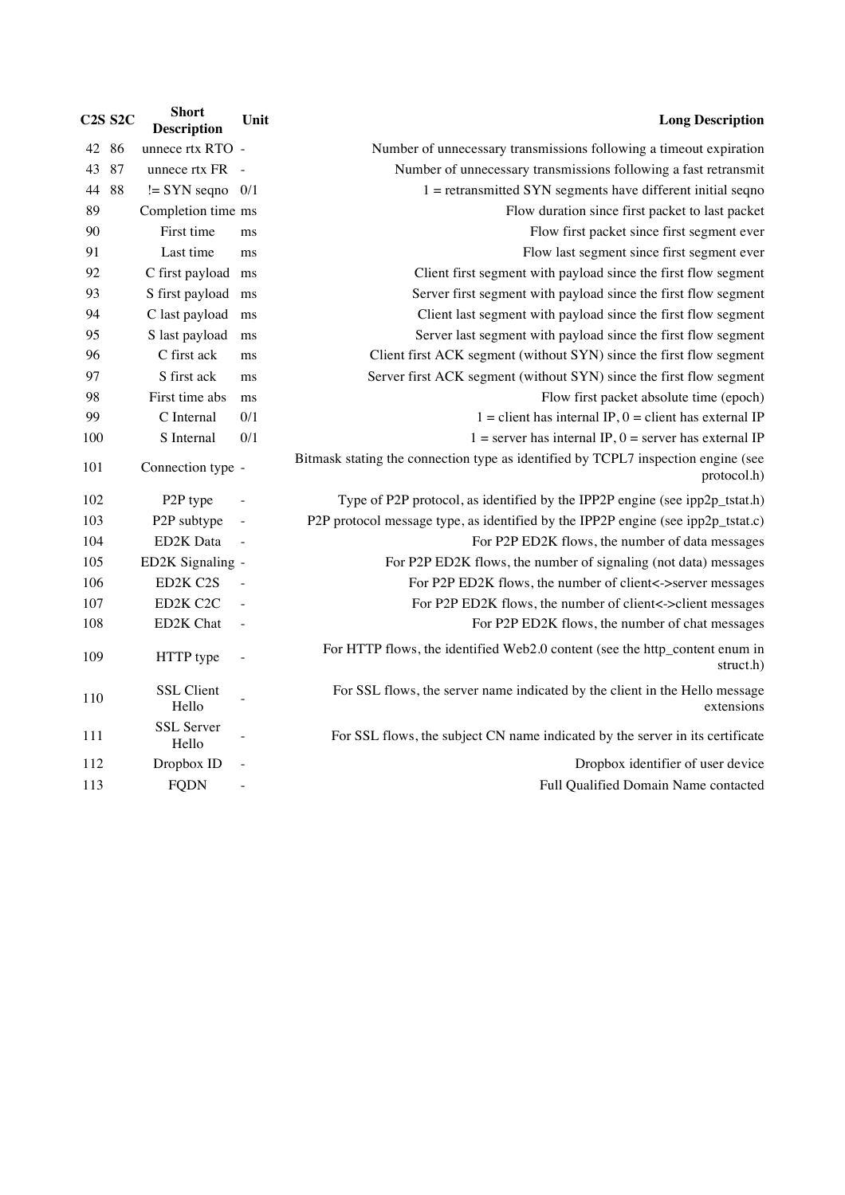| C2S | S2C | Short Description | Unit | Long Description |
|---|---|---|---|---|
| 42 | 86 | unnece rtx RTO | - | Number of unnecessary transmissions following a timeout expiration |
| 43 | 87 | unnece rtx FR | - | Number of unnecessary transmissions following a fast retransmit |
| 44 | 88 | != SYN seqno | 0/1 | 1 = retransmitted SYN segments have different initial seqno |
| 89 | | Completion time | ms | Flow duration since first packet to last packet |
| 90 | | First time | ms | Flow first packet since first segment ever |
| 91 | | Last time | ms | Flow last segment since first segment ever |
| 92 | | C first payload | ms | Client first segment with payload since the first flow segment |
| 93 | | S first payload | ms | Server first segment with payload since the first flow segment |
| 94 | | C last payload | ms | Client last segment with payload since the first flow segment |
| 95 | | S last payload | ms | Server last segment with payload since the first flow segment |
| 96 | | C first ack | ms | Client first ACK segment (without SYN) since the first flow segment |
| 97 | | S first ack | ms | Server first ACK segment (without SYN) since the first flow segment |
| 98 | | First time abs | ms | Flow first packet absolute time (epoch) |
| 99 | | C Internal | 0/1 | 1 = client has internal IP, 0 = client has external IP |
| 100 | | S Internal | 0/1 | 1 = server has internal IP, 0 = server has external IP |
| 101 | | Connection type | - | Bitmask stating the connection type as identified by TCPL7 inspection engine (see protocol.h) |
| 102 | | P2P type | - | Type of P2P protocol, as identified by the IPP2P engine (see ipp2p_tstat.h) |
| 103 | | P2P subtype | - | P2P protocol message type, as identified by the IPP2P engine (see ipp2p_tstat.c) |
| 104 | | ED2K Data | - | For P2P ED2K flows, the number of data messages |
| 105 | | ED2K Signaling | - | For P2P ED2K flows, the number of signaling (not data) messages |
| 106 | | ED2K C2S | - | For P2P ED2K flows, the number of client<->server messages |
| 107 | | ED2K C2C | - | For P2P ED2K flows, the number of client<->client messages |
| 108 | | ED2K Chat | - | For P2P ED2K flows, the number of chat messages |
| 109 | | HTTP type | - | For HTTP flows, the identified Web2.0 content (see the http_content enum in struct.h) |
| 110 | | SSL Client Hello | - | For SSL flows, the server name indicated by the client in the Hello message extensions |
| 111 | | SSL Server Hello | - | For SSL flows, the subject CN name indicated by the server in its certificate |
| 112 | | Dropbox ID | - | Dropbox identifier of user device |
| 113 | | FQDN | - | Full Qualified Domain Name contacted |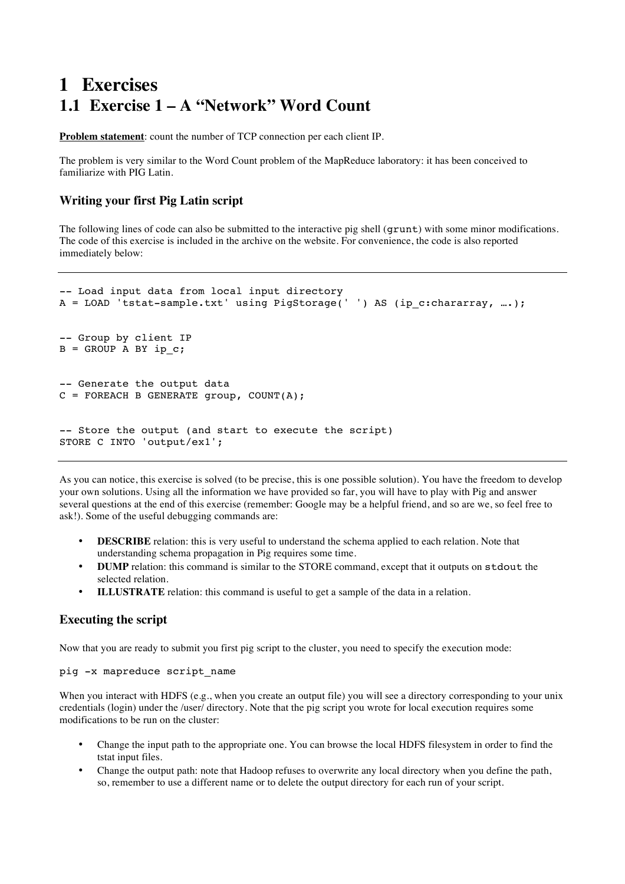# 1 Exercises

## 1.1 Exercise 1 – A "Network" Word Count

**Problem statement**: count the number of TCP connection per each client IP.

The problem is very similar to the Word Count problem of the MapReduce laboratory: it has been conceived to familiarize with PIG Latin.

### Writing your first Pig Latin script

The following lines of code can also be submitted to the interactive pig shell (`grunt`) with some minor modifications. The code of this exercise is included in the archive on the website. For convenience, the code is also reported immediately below:

```
-- Load input data from local input directory
A = LOAD 'tstat-sample.txt' using PigStorage(' ') AS (ip_c:chararray, ….);

-- Group by client IP
B = GROUP A BY ip_c;

-- Generate the output data
C = FOREACH B GENERATE group, COUNT(A);

-- Store the output (and start to execute the script)
STORE C INTO 'output/ex1';
```

As you can notice, this exercise is solved (to be precise, this is one possible solution). You have the freedom to develop your own solutions. Using all the information we have provided so far, you will have to play with Pig and answer several questions at the end of this exercise (remember: Google may be a helpful friend, and so are we, so feel free to ask!). Some of the useful debugging commands are:

- **DESCRIBE** relation: this is very useful to understand the schema applied to each relation. Note that understanding schema propagation in Pig requires some time.
- **DUMP** relation: this command is similar to the STORE command, except that it outputs on `stdout` the selected relation.
- **ILLUSTRATE** relation: this command is useful to get a sample of the data in a relation.

### Executing the script

Now that you are ready to submit you first pig script to the cluster, you need to specify the execution mode:

```
pig -x mapreduce script_name
```

When you interact with HDFS (e.g., when you create an output file) you will see a directory corresponding to your unix credentials (login) under the /user/ directory. Note that the pig script you wrote for local execution requires some modifications to be run on the cluster:

- Change the input path to the appropriate one. You can browse the local HDFS filesystem in order to find the tstat input files.
- Change the output path: note that Hadoop refuses to overwrite any local directory when you define the path, so, remember to use a different name or to delete the output directory for each run of your script.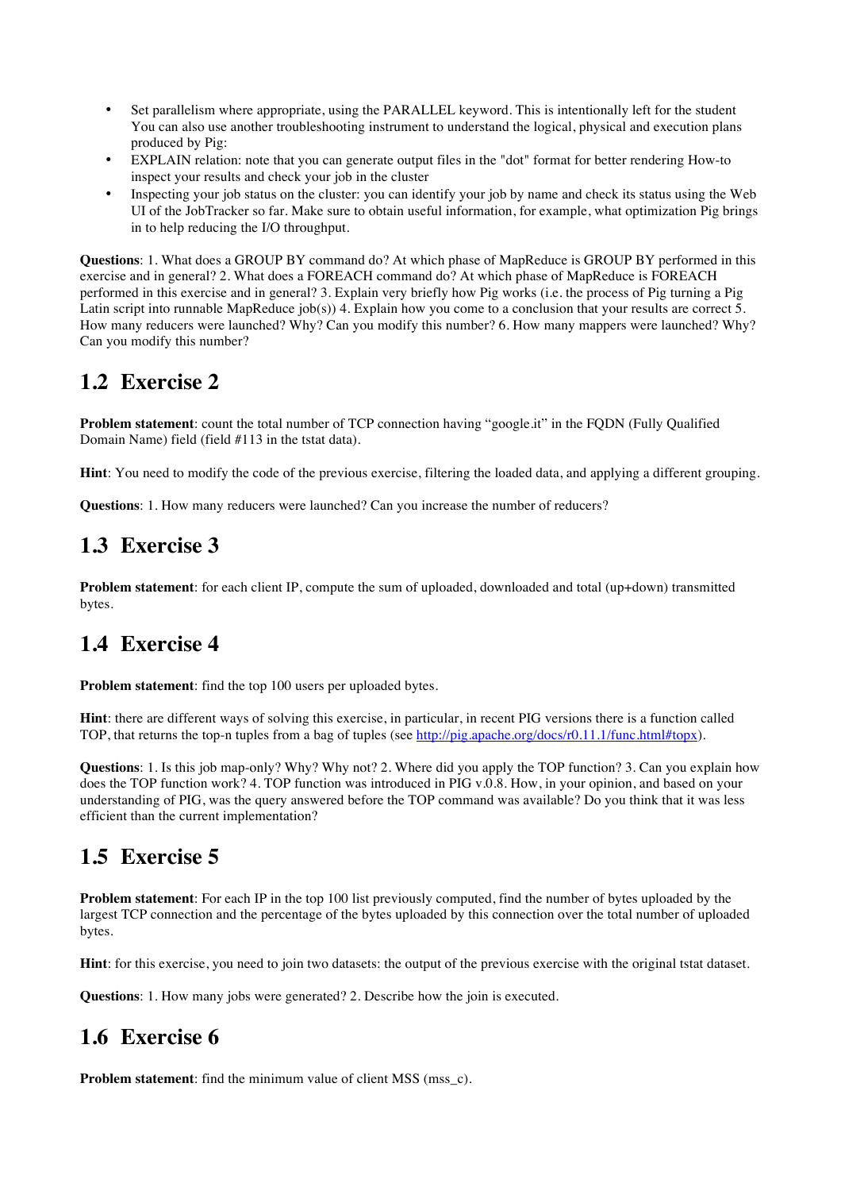- Set parallelism where appropriate, using the PARALLEL keyword. This is intentionally left for the student You can also use another troubleshooting instrument to understand the logical, physical and execution plans produced by Pig:
- EXPLAIN relation: note that you can generate output files in the "dot" format for better rendering How-to inspect your results and check your job in the cluster
- Inspecting your job status on the cluster: you can identify your job by name and check its status using the Web UI of the JobTracker so far. Make sure to obtain useful information, for example, what optimization Pig brings in to help reducing the I/O throughput.

**Questions**: 1. What does a GROUP BY command do? At which phase of MapReduce is GROUP BY performed in this exercise and in general? 2. What does a FOREACH command do? At which phase of MapReduce is FOREACH performed in this exercise and in general? 3. Explain very briefly how Pig works (i.e. the process of Pig turning a Pig Latin script into runnable MapReduce job(s)) 4. Explain how you come to a conclusion that your results are correct 5. How many reducers were launched? Why? Can you modify this number? 6. How many mappers were launched? Why? Can you modify this number?

## 1.2 Exercise 2

**Problem statement**: count the total number of TCP connection having “google.it” in the FQDN (Fully Qualified Domain Name) field (field #113 in the tstat data).

**Hint**: You need to modify the code of the previous exercise, filtering the loaded data, and applying a different grouping.

**Questions**: 1. How many reducers were launched? Can you increase the number of reducers?

## 1.3 Exercise 3

**Problem statement**: for each client IP, compute the sum of uploaded, downloaded and total (up+down) transmitted bytes.

## 1.4 Exercise 4

**Problem statement**: find the top 100 users per uploaded bytes.

**Hint**: there are different ways of solving this exercise, in particular, in recent PIG versions there is a function called TOP, that returns the top-n tuples from a bag of tuples (see http://pig.apache.org/docs/r0.11.1/func.html#topx).

**Questions**: 1. Is this job map-only? Why? Why not? 2. Where did you apply the TOP function? 3. Can you explain how does the TOP function work? 4. TOP function was introduced in PIG v.0.8. How, in your opinion, and based on your understanding of PIG, was the query answered before the TOP command was available? Do you think that it was less efficient than the current implementation?

## 1.5 Exercise 5

**Problem statement**: For each IP in the top 100 list previously computed, find the number of bytes uploaded by the largest TCP connection and the percentage of the bytes uploaded by this connection over the total number of uploaded bytes.

**Hint**: for this exercise, you need to join two datasets: the output of the previous exercise with the original tstat dataset.

**Questions**: 1. How many jobs were generated? 2. Describe how the join is executed.

## 1.6 Exercise 6

**Problem statement**: find the minimum value of client MSS (mss_c).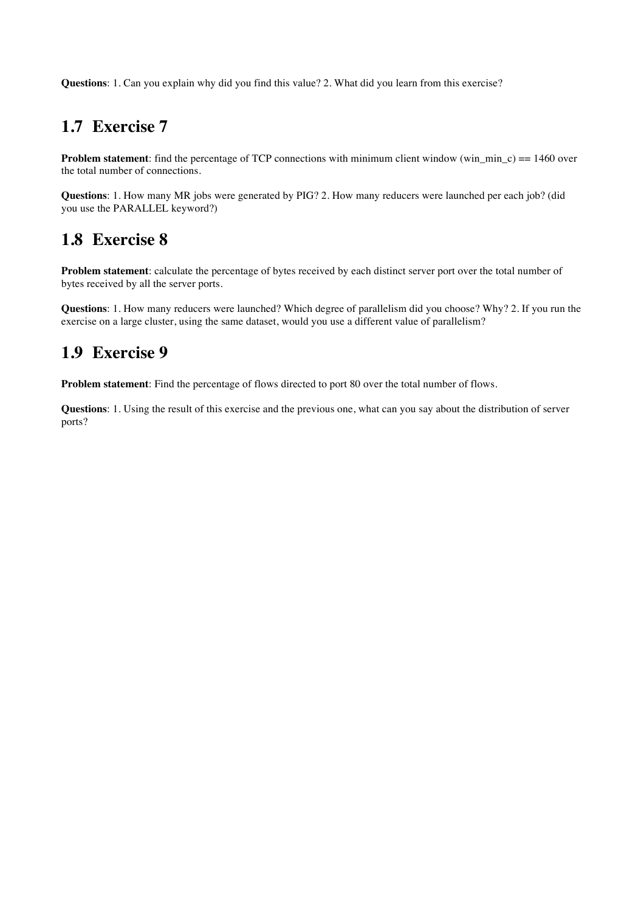**Questions**: 1. Can you explain why did you find this value? 2. What did you learn from this exercise?

## 1.7 Exercise 7

**Problem statement**: find the percentage of TCP connections with minimum client window (win_min_c) == 1460 over the total number of connections.

**Questions**: 1. How many MR jobs were generated by PIG? 2. How many reducers were launched per each job? (did you use the PARALLEL keyword?)

## 1.8 Exercise 8

**Problem statement**: calculate the percentage of bytes received by each distinct server port over the total number of bytes received by all the server ports.

**Questions**: 1. How many reducers were launched? Which degree of parallelism did you choose? Why? 2. If you run the exercise on a large cluster, using the same dataset, would you use a different value of parallelism?

## 1.9 Exercise 9

**Problem statement**: Find the percentage of flows directed to port 80 over the total number of flows.

**Questions**: 1. Using the result of this exercise and the previous one, what can you say about the distribution of server ports?